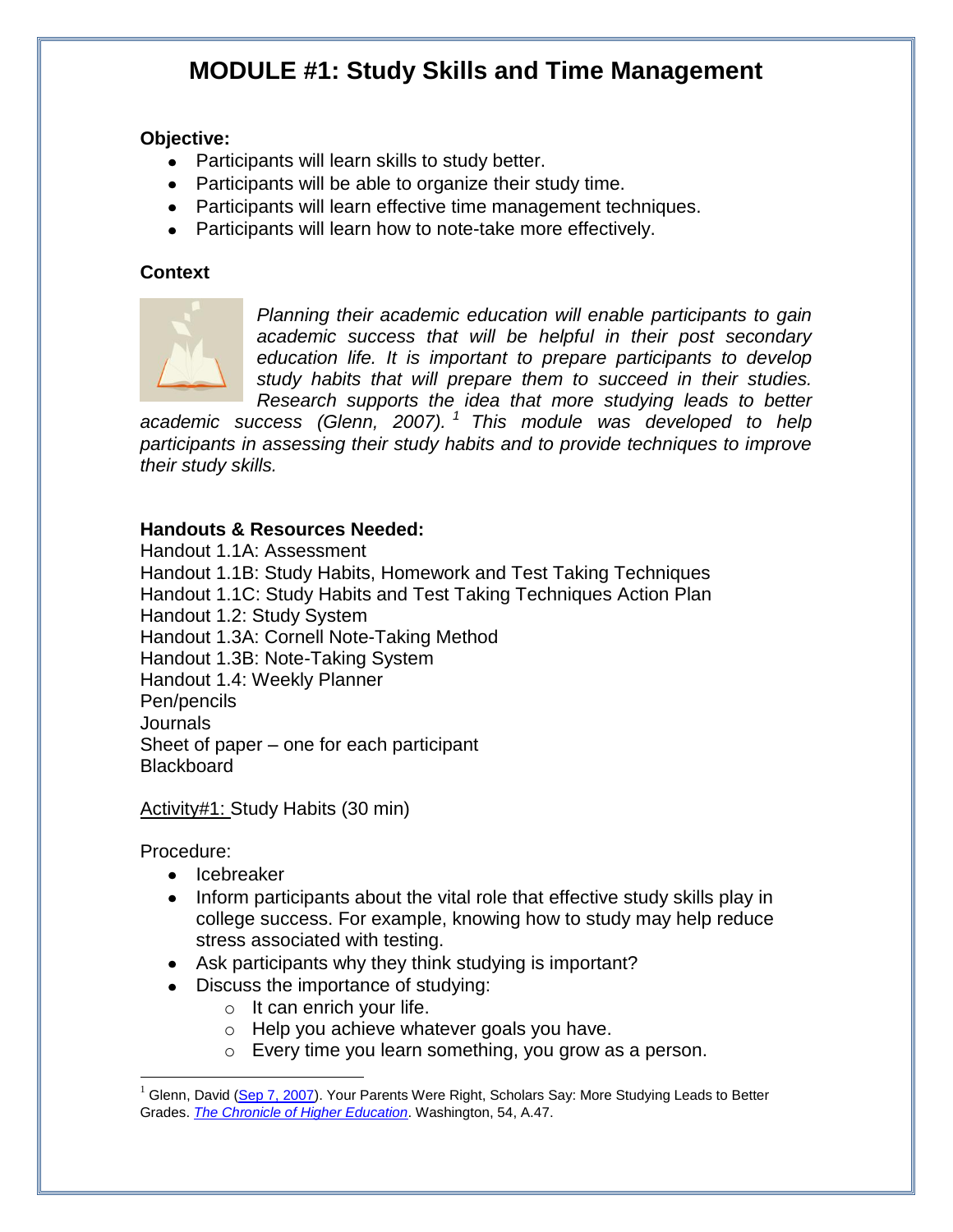# MODULE #1: Study Skills and Time Management

**Objective:**

- Participants will learn skills to study better.
- Participants will be able to organize their study time.
- Participants will learn effective time management techniques.
- Participants will learn how to note-take more effectively.

**Context**

*Planning their academic education will enable participants to gain academic success that will be helpful in their post secondary education life. It is important to prepare participants to develop study habits that will prepare them to succeed in their studies. Research supports the idea that more studying leads to better academic success (Glenn, 2007).* [1] *This module was developed to help participants in assessing their study habits and to provide techniques to improve their study skills.*

**Handouts & Resources Needed:**

Handout 1.1A: Assessment
Handout 1.1B: Study Habits, Homework and Test Taking Techniques
Handout 1.1C: Study Habits and Test Taking Techniques Action Plan
Handout 1.2: Study System
Handout 1.3A: Cornell Note-Taking Method
Handout 1.3B: Note-Taking System
Handout 1.4: Weekly Planner
Pen/pencils
Journals
Sheet of paper – one for each participant
Blackboard

Activity#1: Study Habits (30 min)

Procedure:

- Icebreaker
- Inform participants about the vital role that effective study skills play in college success. For example, knowing how to study may help reduce stress associated with testing.
- Ask participants why they think studying is important?
- Discuss the importance of studying:
  - It can enrich your life.
  - Help you achieve whatever goals you have.
  - Every time you learn something, you grow as a person.

---

[1] Glenn, David (Sep 7, 2007). Your Parents Were Right, Scholars Say: More Studying Leads to Better Grades. *The Chronicle of Higher Education*. Washington, 54, A.47.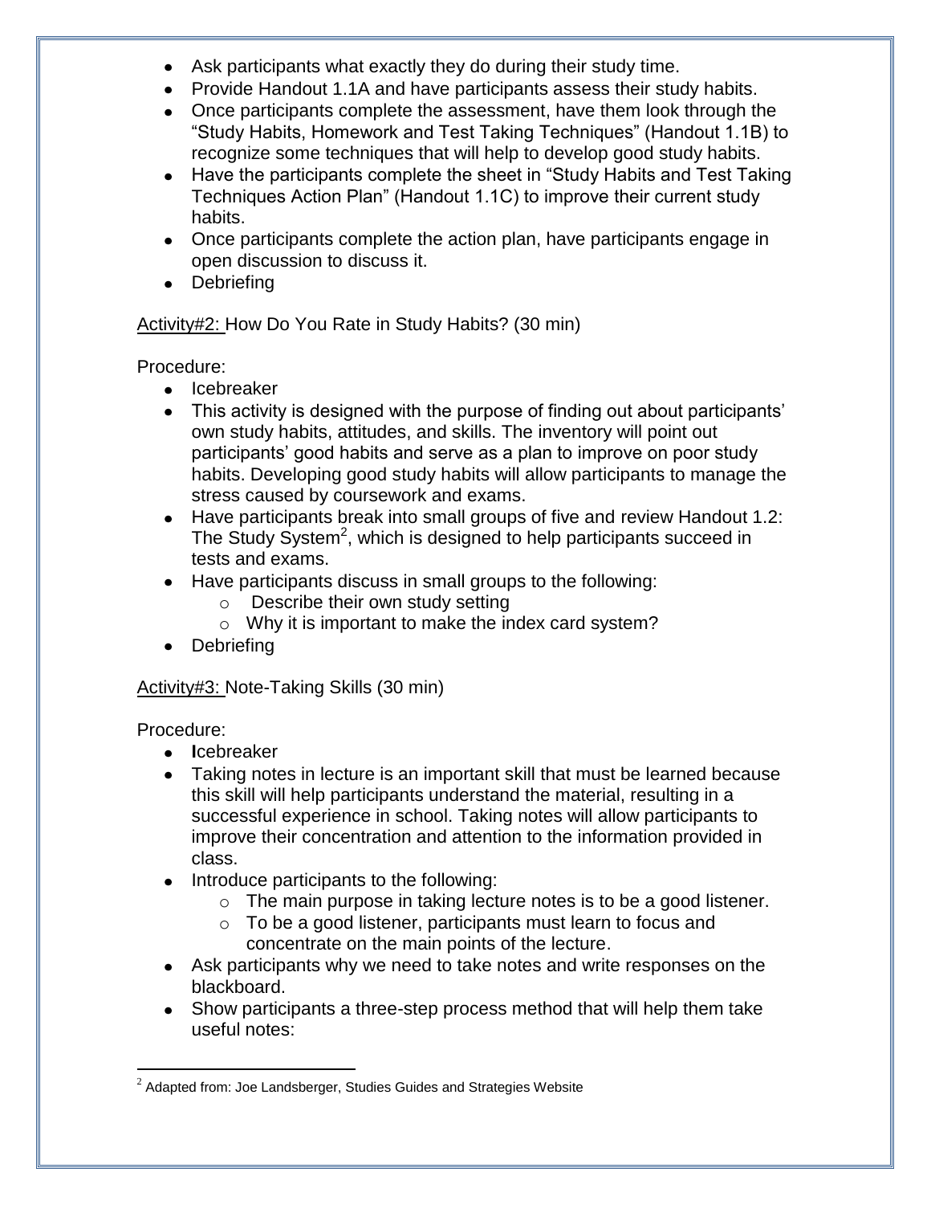- Ask participants what exactly they do during their study time.
- Provide Handout 1.1A and have participants assess their study habits.
- Once participants complete the assessment, have them look through the "Study Habits, Homework and Test Taking Techniques" (Handout 1.1B) to recognize some techniques that will help to develop good study habits.
- Have the participants complete the sheet in "Study Habits and Test Taking Techniques Action Plan" (Handout 1.1C) to improve their current study habits.
- Once participants complete the action plan, have participants engage in open discussion to discuss it.
- Debriefing

Activity#2: How Do You Rate in Study Habits? (30 min)

Procedure:

- Icebreaker
- This activity is designed with the purpose of finding out about participants' own study habits, attitudes, and skills. The inventory will point out participants' good habits and serve as a plan to improve on poor study habits. Developing good study habits will allow participants to manage the stress caused by coursework and exams.
- Have participants break into small groups of five and review Handout 1.2: The Study System[2], which is designed to help participants succeed in tests and exams.
- Have participants discuss in small groups to the following:
  - Describe their own study setting
  - Why it is important to make the index card system?
- Debriefing

Activity#3: Note-Taking Skills (30 min)

Procedure:

- Icebreaker
- Taking notes in lecture is an important skill that must be learned because this skill will help participants understand the material, resulting in a successful experience in school. Taking notes will allow participants to improve their concentration and attention to the information provided in class.
- Introduce participants to the following:
  - The main purpose in taking lecture notes is to be a good listener.
  - To be a good listener, participants must learn to focus and concentrate on the main points of the lecture.
- Ask participants why we need to take notes and write responses on the blackboard.
- Show participants a three-step process method that will help them take useful notes:

[2] Adapted from: Joe Landsberger, Studies Guides and Strategies Website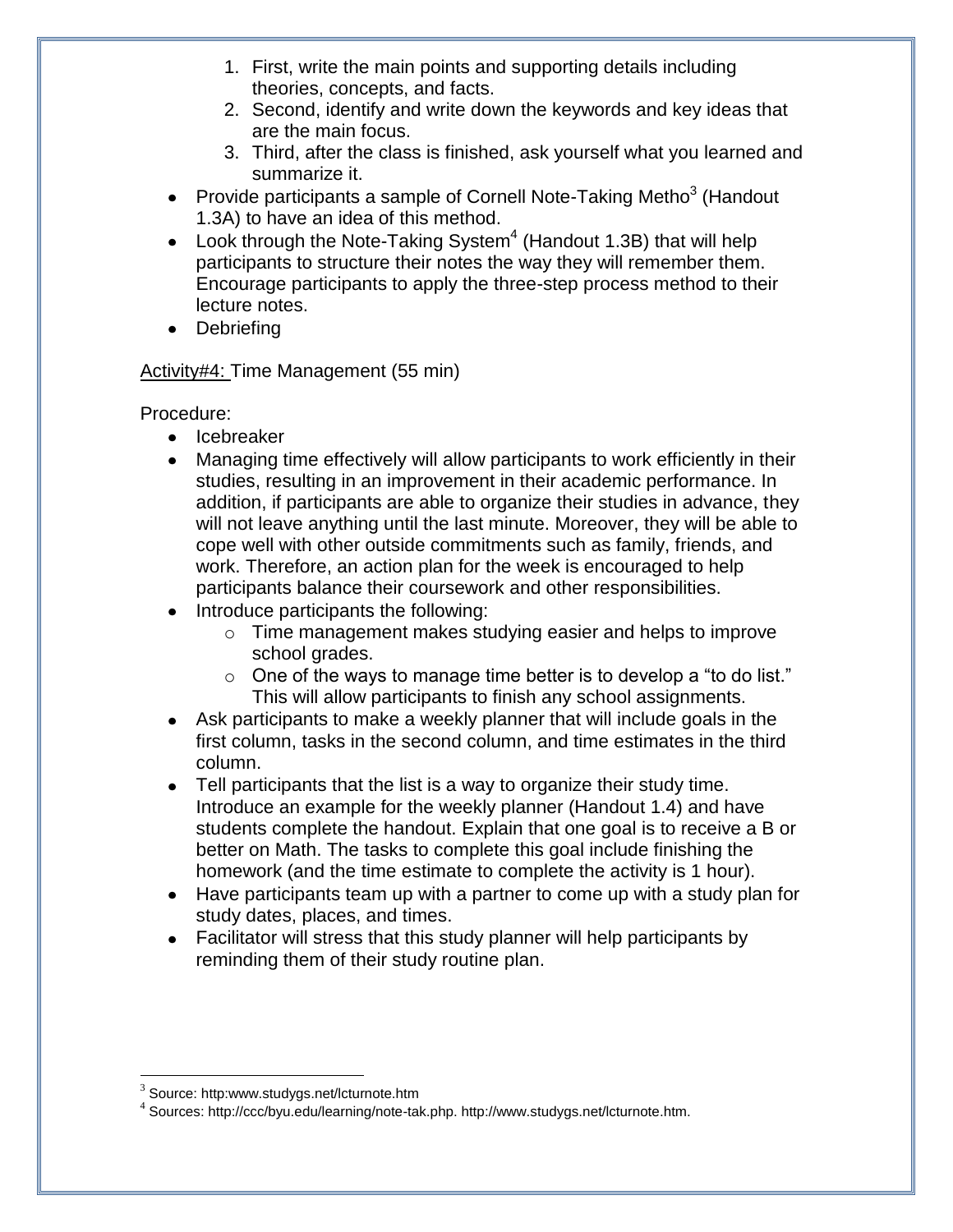1. First, write the main points and supporting details including theories, concepts, and facts.
2. Second, identify and write down the keywords and key ideas that are the main focus.
3. Third, after the class is finished, ask yourself what you learned and summarize it.

- Provide participants a sample of Cornell Note-Taking Metho[3] (Handout 1.3A) to have an idea of this method.
- Look through the Note-Taking System[4] (Handout 1.3B) that will help participants to structure their notes the way they will remember them. Encourage participants to apply the three-step process method to their lecture notes.
- Debriefing

Activity#4: Time Management (55 min)

Procedure:

- Icebreaker
- Managing time effectively will allow participants to work efficiently in their studies, resulting in an improvement in their academic performance. In addition, if participants are able to organize their studies in advance, they will not leave anything until the last minute. Moreover, they will be able to cope well with other outside commitments such as family, friends, and work. Therefore, an action plan for the week is encouraged to help participants balance their coursework and other responsibilities.
- Introduce participants the following:
  - Time management makes studying easier and helps to improve school grades.
  - One of the ways to manage time better is to develop a "to do list." This will allow participants to finish any school assignments.
- Ask participants to make a weekly planner that will include goals in the first column, tasks in the second column, and time estimates in the third column.
- Tell participants that the list is a way to organize their study time. Introduce an example for the weekly planner (Handout 1.4) and have students complete the handout. Explain that one goal is to receive a B or better on Math. The tasks to complete this goal include finishing the homework (and the time estimate to complete the activity is 1 hour).
- Have participants team up with a partner to come up with a study plan for study dates, places, and times.
- Facilitator will stress that this study planner will help participants by reminding them of their study routine plan.

[3] Source: http:www.studygs.net/lcturnote.htm

[4] Sources: http://ccc/byu.edu/learning/note-tak.php. http://www.studygs.net/lcturnote.htm.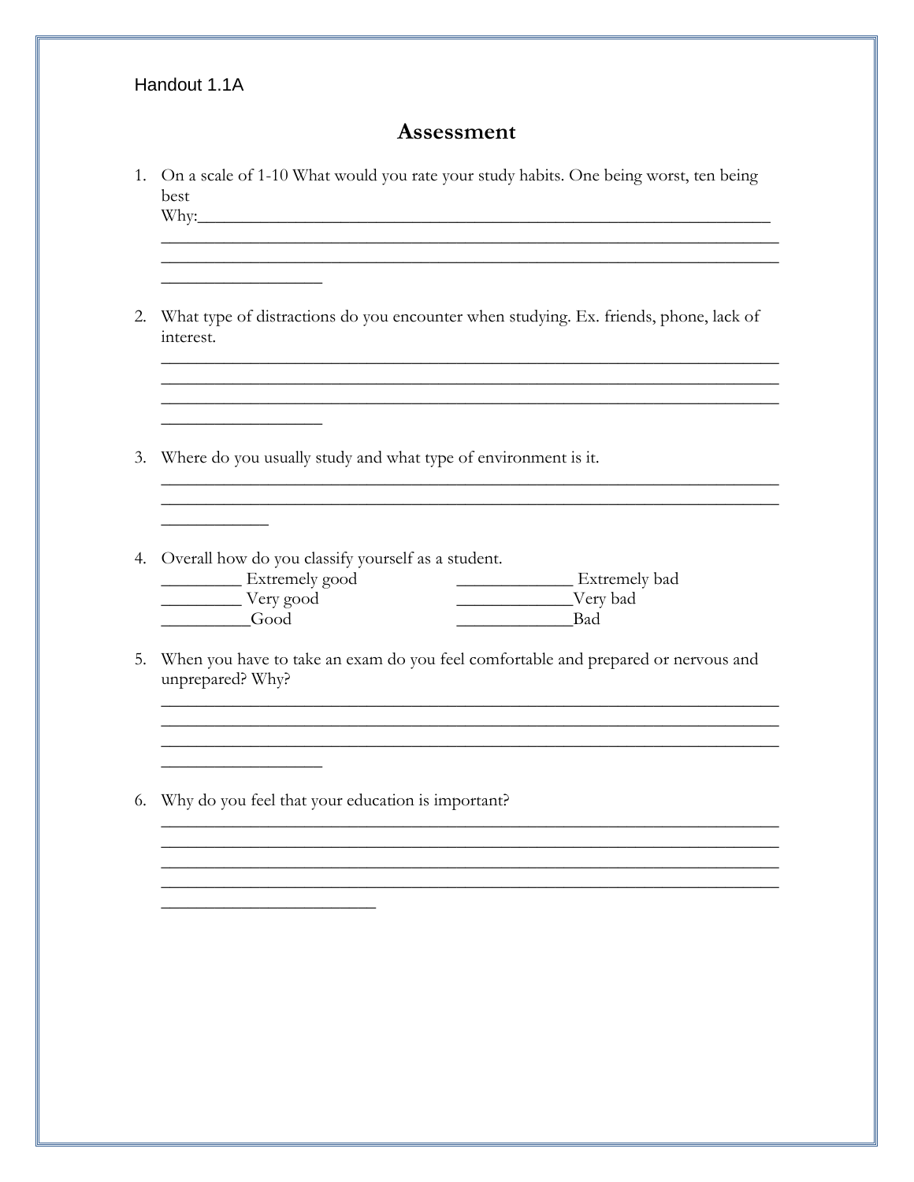Handout 1.1A

# Assessment

1. On a scale of 1-10 What would you rate your study habits. One being worst, ten being best
   Why:_______________________________________________________________
   ____________________________________________________________________
   ____________________________________________________________________
   __________________

2. What type of distractions do you encounter when studying. Ex. friends, phone, lack of interest.
   ____________________________________________________________________
   ____________________________________________________________________
   ____________________________________________________________________
   __________________

3. Where do you usually study and what type of environment is it.
   ____________________________________________________________________
   ____________________________________________________________________
   ____________

4. Overall how do you classify yourself as a student.
   _________ Extremely good
   _________ Very good
   __________Good
   _____________ Extremely bad
   _____________Very bad
   _____________Bad

5. When you have to take an exam do you feel comfortable and prepared or nervous and unprepared? Why?
   ____________________________________________________________________
   ____________________________________________________________________
   ____________________________________________________________________
   __________________

6. Why do you feel that your education is important?
   ____________________________________________________________________
   ____________________________________________________________________
   ____________________________________________________________________
   ____________________________________________________________________
   ________________________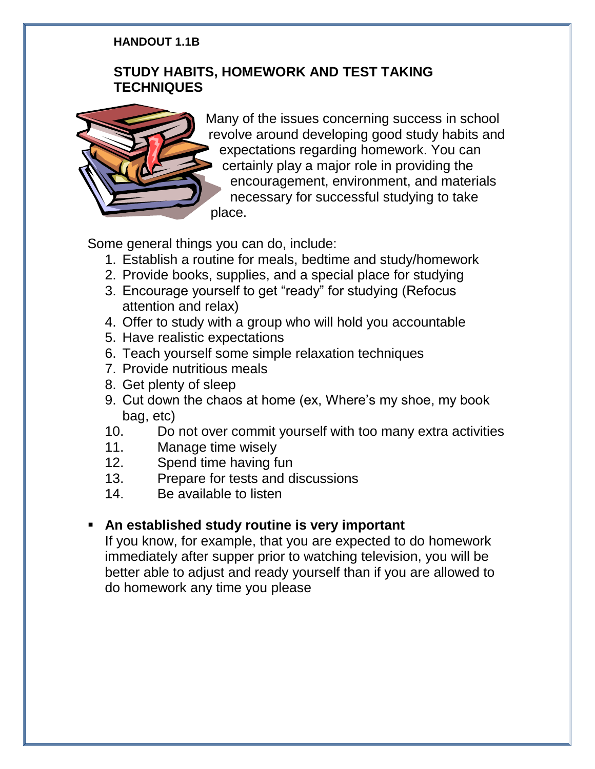**HANDOUT 1.1B**

## STUDY HABITS, HOMEWORK AND TEST TAKING TECHNIQUES

Many of the issues concerning success in school revolve around developing good study habits and expectations regarding homework. You can certainly play a major role in providing the encouragement, environment, and materials necessary for successful studying to take place.

Some general things you can do, include:

1. Establish a routine for meals, bedtime and study/homework
2. Provide books, supplies, and a special place for studying
3. Encourage yourself to get "ready" for studying (Refocus attention and relax)
4. Offer to study with a group who will hold you accountable
5. Have realistic expectations
6. Teach yourself some simple relaxation techniques
7. Provide nutritious meals
8. Get plenty of sleep
9. Cut down the chaos at home (ex, Where's my shoe, my book bag, etc)
10. Do not over commit yourself with too many extra activities
11. Manage time wisely
12. Spend time having fun
13. Prepare for tests and discussions
14. Be available to listen

- **An established study routine is very important**
  If you know, for example, that you are expected to do homework immediately after supper prior to watching television, you will be better able to adjust and ready yourself than if you are allowed to do homework any time you please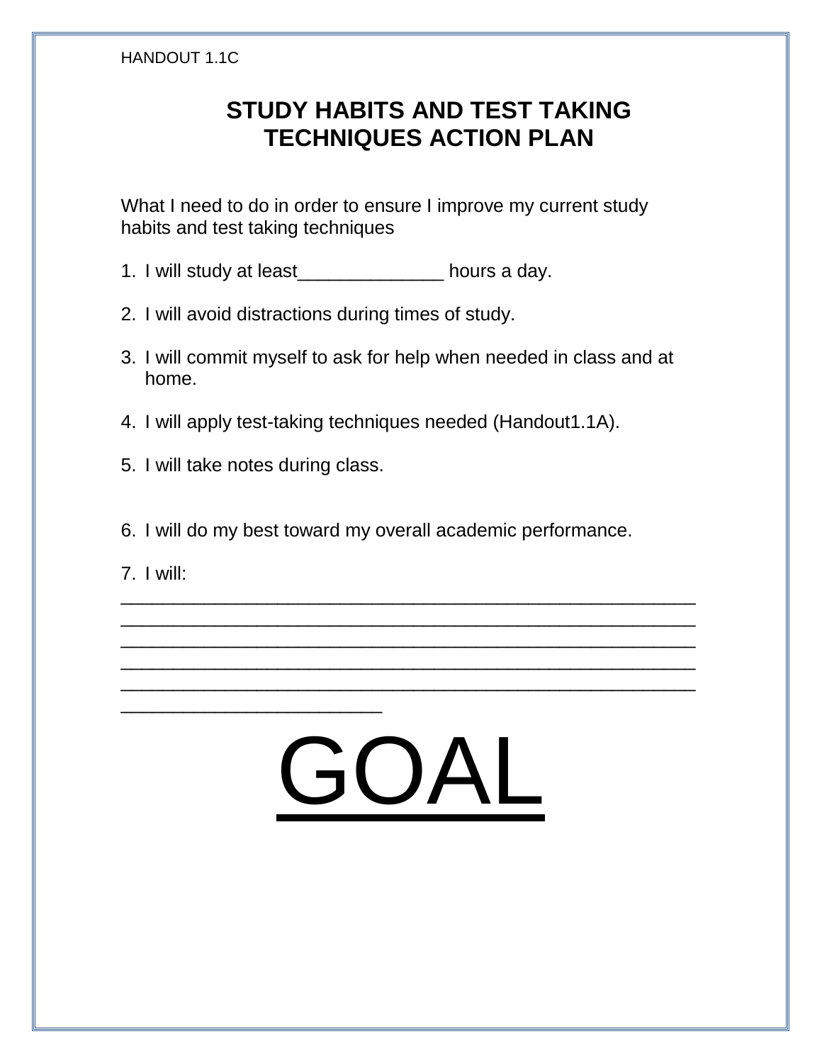HANDOUT 1.1C

# STUDY HABITS AND TEST TAKING TECHNIQUES ACTION PLAN

What I need to do in order to ensure I improve my current study habits and test taking techniques

1. I will study at least______________ hours a day.

2. I will avoid distractions during times of study.

3. I will commit myself to ask for help when needed in class and at home.

4. I will apply test-taking techniques needed (Handout1.1A).

5. I will take notes during class.

6. I will do my best toward my overall academic performance.

7. I will: ______________________________________________________
______________________________________________________
______________________________________________________
______________________________________________________
______________________________________________________
________________________

# <u>GOAL</u>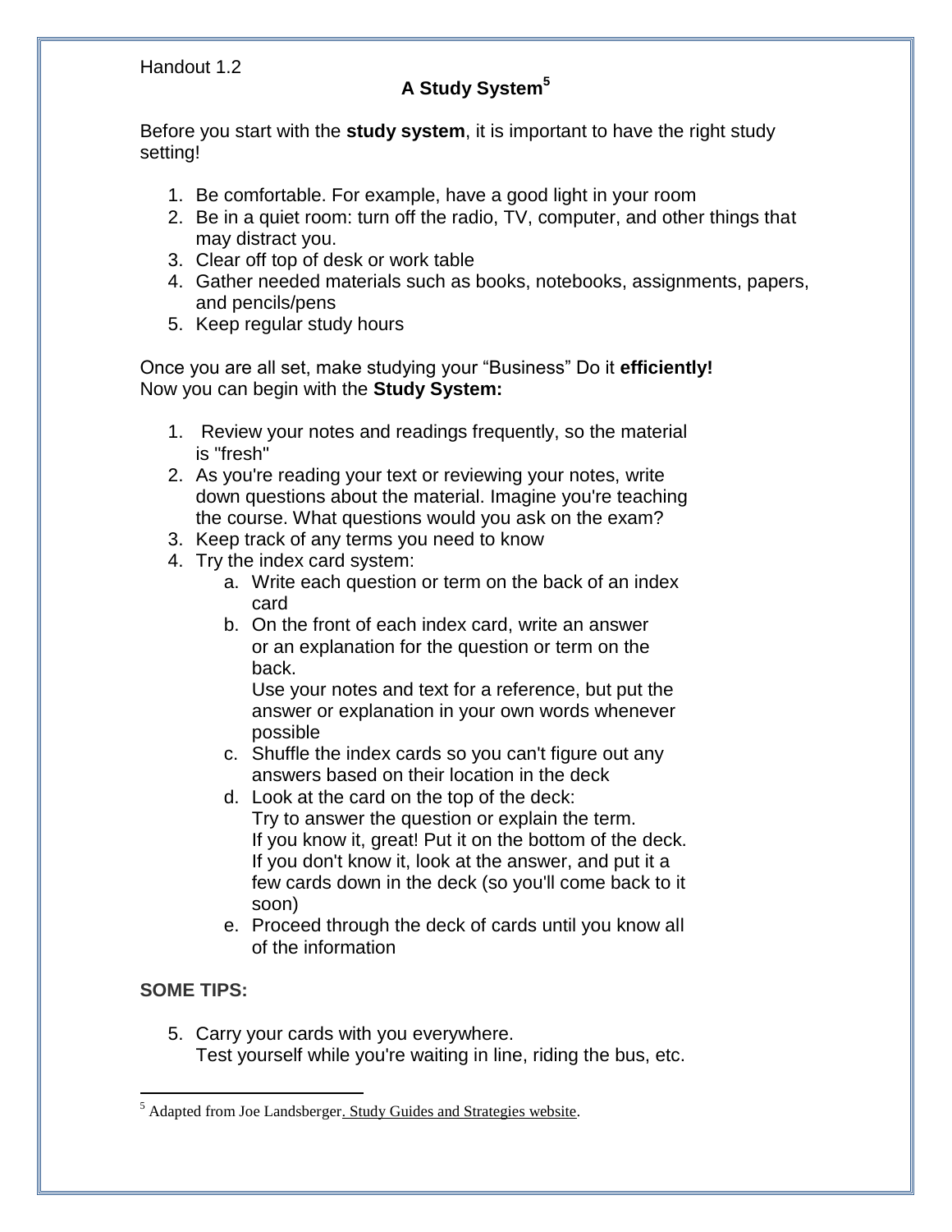Handout 1.2

## A Study System[5]

Before you start with the **study system**, it is important to have the right study setting!

1. Be comfortable. For example, have a good light in your room
2. Be in a quiet room: turn off the radio, TV, computer, and other things that may distract you.
3. Clear off top of desk or work table
4. Gather needed materials such as books, notebooks, assignments, papers, and pencils/pens
5. Keep regular study hours

Once you are all set, make studying your "Business" Do it **efficiently!**
Now you can begin with the **Study System:**

1. Review your notes and readings frequently, so the material is "fresh"
2. As you're reading your text or reviewing your notes, write down questions about the material. Imagine you're teaching the course. What questions would you ask on the exam?
3. Keep track of any terms you need to know
4. Try the index card system:
    a. Write each question or term on the back of an index card
    b. On the front of each index card, write an answer or an explanation for the question or term on the back.
       Use your notes and text for a reference, but put the answer or explanation in your own words whenever possible
    c. Shuffle the index cards so you can't figure out any answers based on their location in the deck
    d. Look at the card on the top of the deck:
       Try to answer the question or explain the term.
       If you know it, great! Put it on the bottom of the deck.
       If you don't know it, look at the answer, and put it a few cards down in the deck (so you'll come back to it soon)
    e. Proceed through the deck of cards until you know all of the information

**SOME TIPS:**

5. Carry your cards with you everywhere.
   Test yourself while you're waiting in line, riding the bus, etc.

---

[5] Adapted from Joe Landsberger. Study Guides and Strategies website.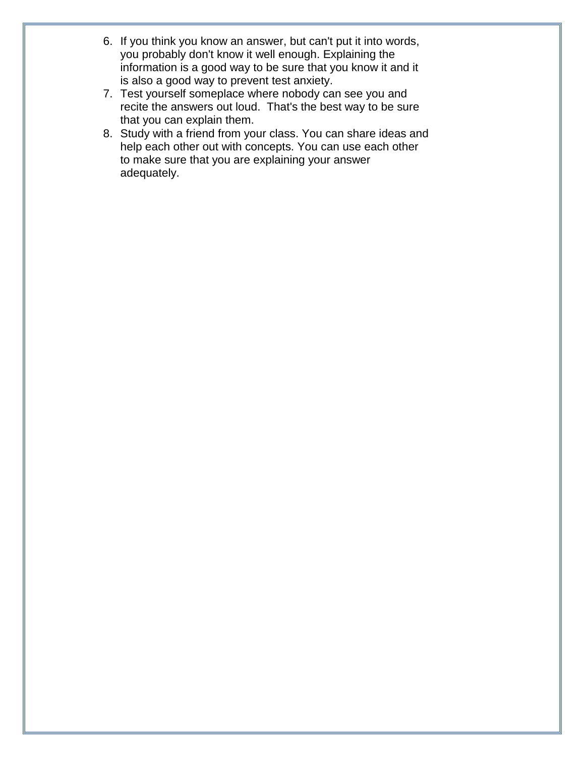6. If you think you know an answer, but can't put it into words, you probably don't know it well enough. Explaining the information is a good way to be sure that you know it and it is also a good way to prevent test anxiety.
7. Test yourself someplace where nobody can see you and recite the answers out loud.  That's the best way to be sure that you can explain them.
8. Study with a friend from your class. You can share ideas and help each other out with concepts. You can use each other to make sure that you are explaining your answer adequately.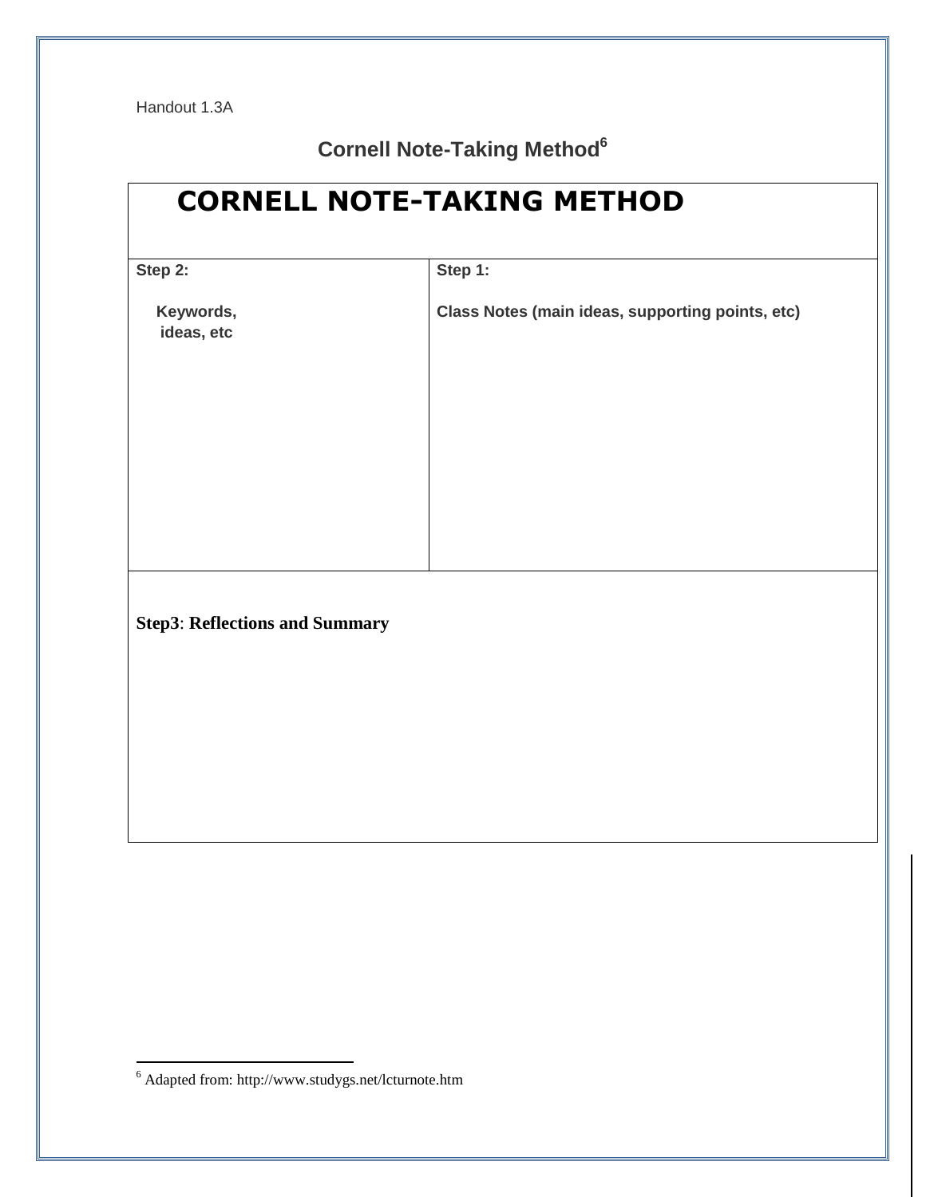Handout 1.3A

## Cornell Note-Taking Method[6]

| CORNELL NOTE-TAKING METHOD | |
|---|---|
| **Step 2:**<br><br>**Keywords, ideas, etc** | **Step 1:**<br><br>**Class Notes (main ideas, supporting points, etc)** |
| **Step3**: **Reflections and Summary** | |

[6] Adapted from: http://www.studygs.net/lcturnote.htm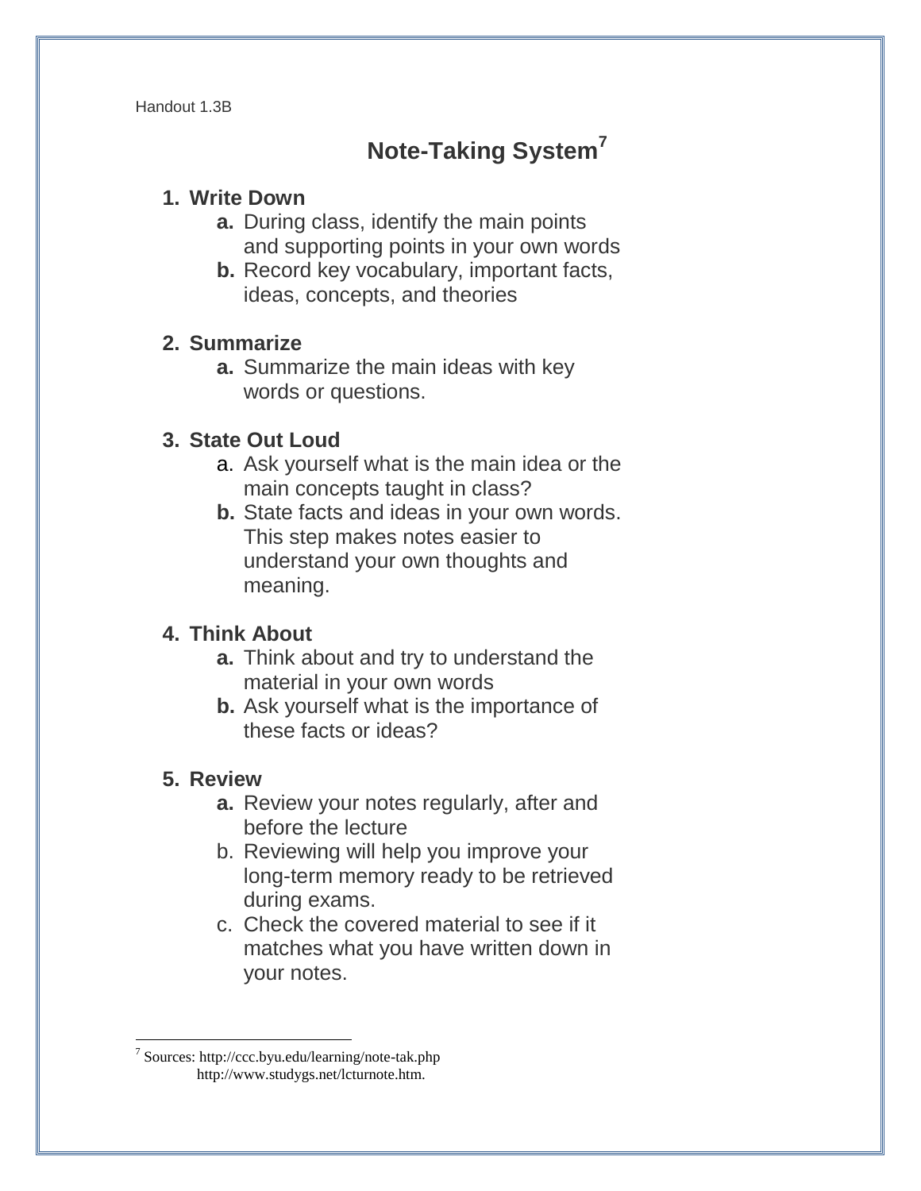Handout 1.3B

# Note-Taking System[7]

1. **Write Down**
   a. During class, identify the main points and supporting points in your own words
   b. Record key vocabulary, important facts, ideas, concepts, and theories

2. **Summarize**
   a. Summarize the main ideas with key words or questions.

3. **State Out Loud**
   a. Ask yourself what is the main idea or the main concepts taught in class?
   b. State facts and ideas in your own words. This step makes notes easier to understand your own thoughts and meaning.

4. **Think About**
   a. Think about and try to understand the material in your own words
   b. Ask yourself what is the importance of these facts or ideas?

5. **Review**
   a. Review your notes regularly, after and before the lecture
   b. Reviewing will help you improve your long-term memory ready to be retrieved during exams.
   c. Check the covered material to see if it matches what you have written down in your notes.

---

[7] Sources: http://ccc.byu.edu/learning/note-tak.php
http://www.studygs.net/lcturnote.htm.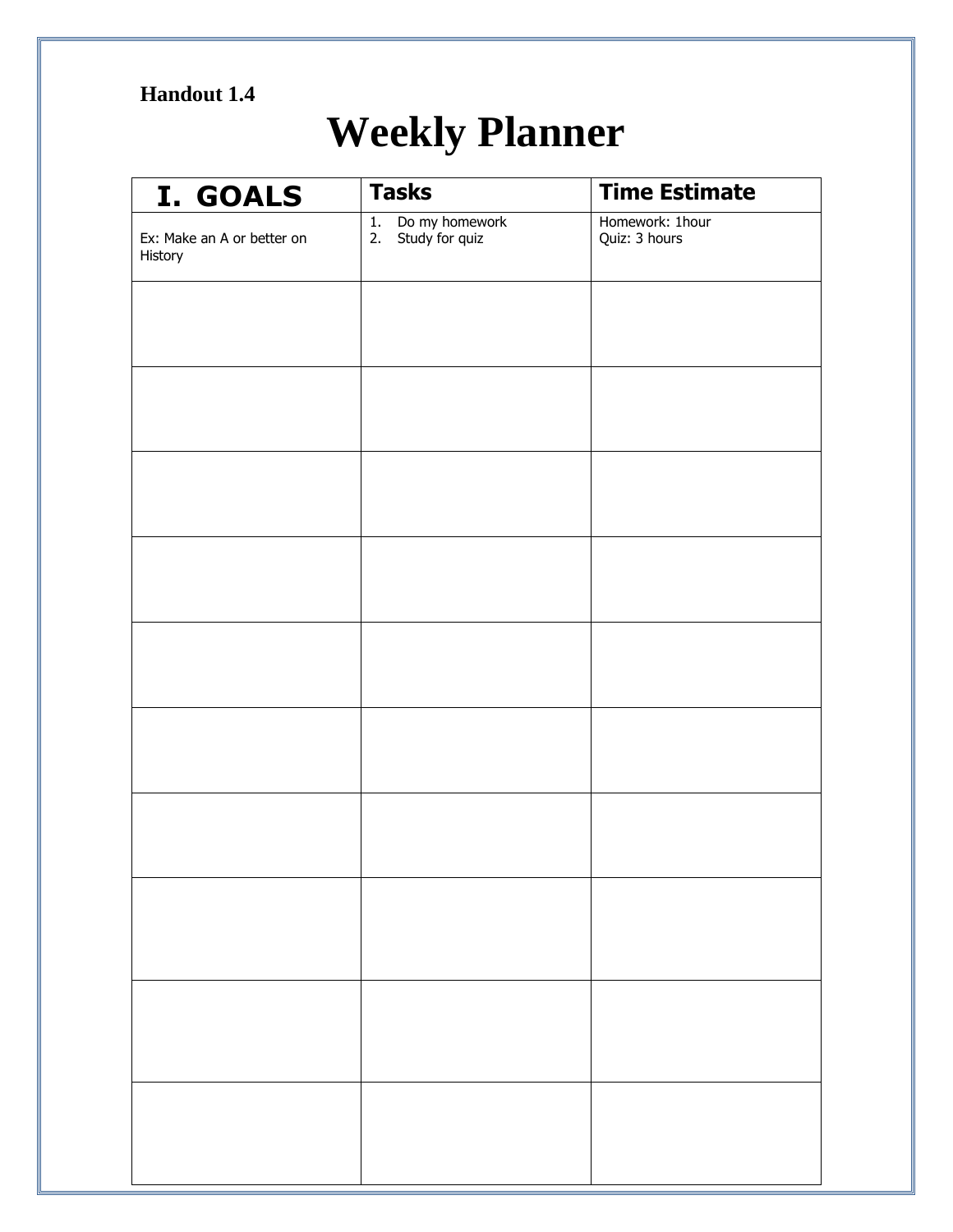**Handout 1.4**

# Weekly Planner

| I. GOALS | Tasks | Time Estimate |
|---|---|---|
| Ex: Make an A or better on History | 1. Do my homework<br>2. Study for quiz | Homework: 1hour<br>Quiz: 3 hours |
| | | |
| | | |
| | | |
| | | |
| | | |
| | | |
| | | |
| | | |
| | | |
| | | |